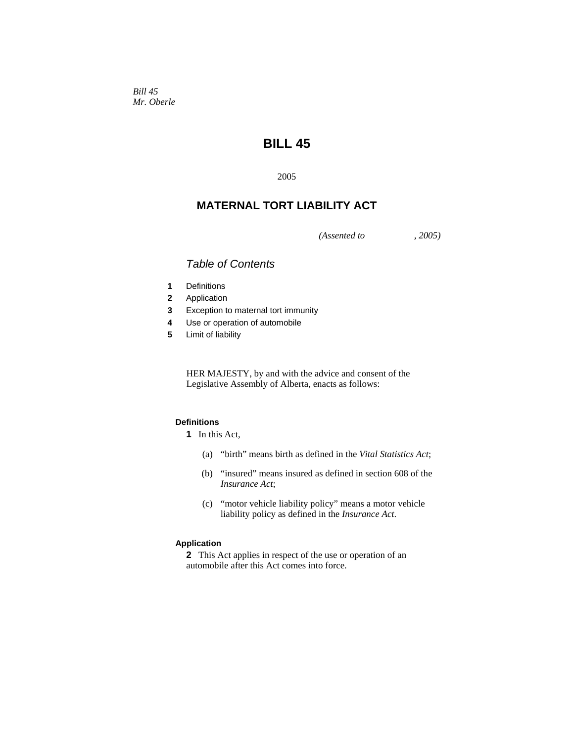*Bill 45*
*Mr. Oberle*

# BILL 45

2005

## MATERNAL TORT LIABILITY ACT

*(Assented to , 2005)*

### *Table of Contents*

**1** Definitions
**2** Application
**3** Exception to maternal tort immunity
**4** Use or operation of automobile
**5** Limit of liability

HER MAJESTY, by and with the advice and consent of the Legislative Assembly of Alberta, enacts as follows:

#### Definitions

**1** In this Act,

(a) "birth" means birth as defined in the *Vital Statistics Act*;

(b) "insured" means insured as defined in section 608 of the *Insurance Act*;

(c) "motor vehicle liability policy" means a motor vehicle liability policy as defined in the *Insurance Act*.

#### Application

**2** This Act applies in respect of the use or operation of an automobile after this Act comes into force.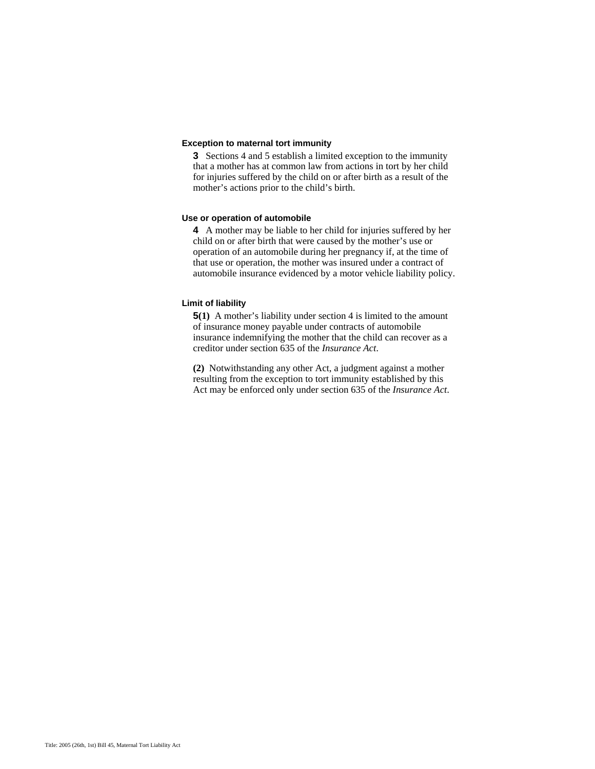### Exception to maternal tort immunity

**3** Sections 4 and 5 establish a limited exception to the immunity that a mother has at common law from actions in tort by her child for injuries suffered by the child on or after birth as a result of the mother's actions prior to the child's birth.

### Use or operation of automobile

**4** A mother may be liable to her child for injuries suffered by her child on or after birth that were caused by the mother's use or operation of an automobile during her pregnancy if, at the time of that use or operation, the mother was insured under a contract of automobile insurance evidenced by a motor vehicle liability policy.

### Limit of liability

**5(1)** A mother's liability under section 4 is limited to the amount of insurance money payable under contracts of automobile insurance indemnifying the mother that the child can recover as a creditor under section 635 of the *Insurance Act*.

**(2)** Notwithstanding any other Act, a judgment against a mother resulting from the exception to tort immunity established by this Act may be enforced only under section 635 of the *Insurance Act*.